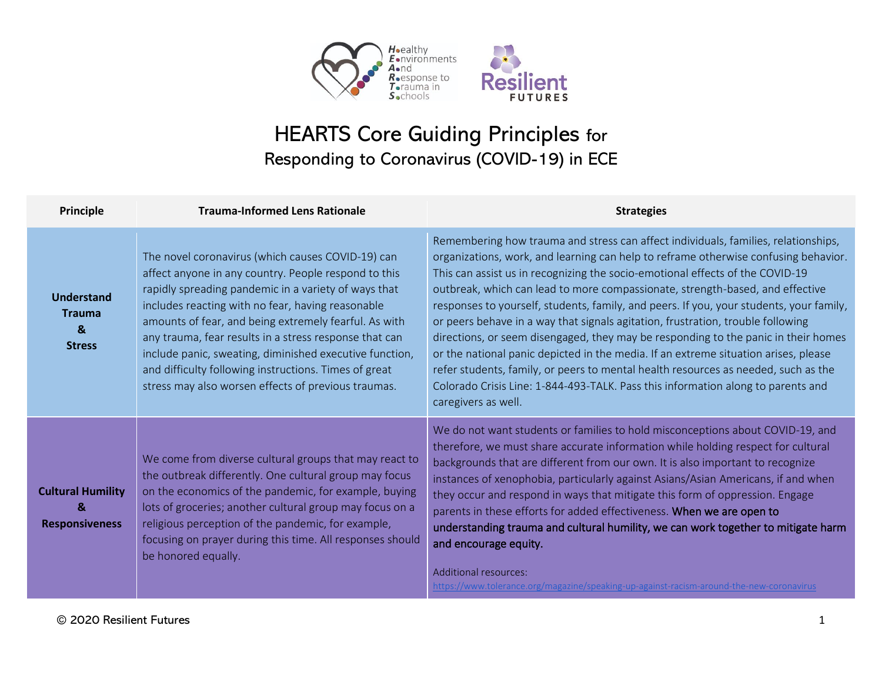# HEARTS Core Guiding Principles for Responding to Coronavirus (COVID-19) in ECE

| Principle | Trauma-Informed Lens Rationale | Strategies |
|---|---|---|
| **Understand Trauma & Stress** | The novel coronavirus (which causes COVID-19) can affect anyone in any country. People respond to this rapidly spreading pandemic in a variety of ways that includes reacting with no fear, having reasonable amounts of fear, and being extremely fearful. As with any trauma, fear results in a stress response that can include panic, sweating, diminished executive function, and difficulty following instructions. Times of great stress may also worsen effects of previous traumas. | Remembering how trauma and stress can affect individuals, families, relationships, organizations, work, and learning can help to reframe otherwise confusing behavior. This can assist us in recognizing the socio-emotional effects of the COVID-19 outbreak, which can lead to more compassionate, strength-based, and effective responses to yourself, students, family, and peers. If you, your students, your family, or peers behave in a way that signals agitation, frustration, trouble following directions, or seem disengaged, they may be responding to the panic in their homes or the national panic depicted in the media. If an extreme situation arises, please refer students, family, or peers to mental health resources as needed, such as the Colorado Crisis Line: 1-844-493-TALK. Pass this information along to parents and caregivers as well. |
| **Cultural Humility & Responsiveness** | We come from diverse cultural groups that may react to the outbreak differently. One cultural group may focus on the economics of the pandemic, for example, buying lots of groceries; another cultural group may focus on a religious perception of the pandemic, for example, focusing on prayer during this time. All responses should be honored equally. | We do not want students or families to hold misconceptions about COVID-19, and therefore, we must share accurate information while holding respect for cultural backgrounds that are different from our own. It is also important to recognize instances of xenophobia, particularly against Asians/Asian Americans, if and when they occur and respond in ways that mitigate this form of oppression. Engage parents in these efforts for added effectiveness. **When we are open to understanding trauma and cultural humility, we can work together to mitigate harm and encourage equity.**<br><br>Additional resources:<br>https://www.tolerance.org/magazine/speaking-up-against-racism-around-the-new-coronavirus |

© 2020 Resilient Futures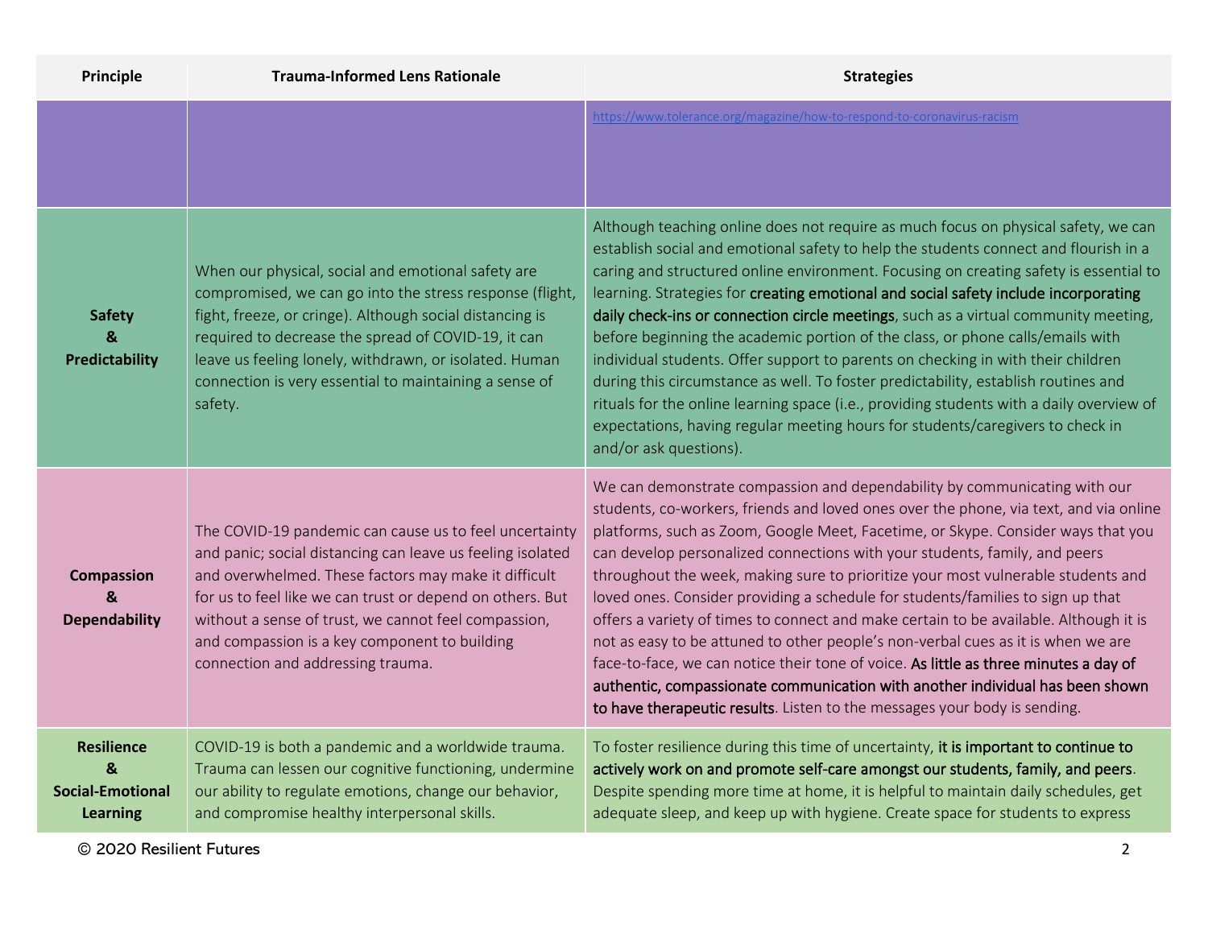| Principle | Trauma-Informed Lens Rationale | Strategies |
|---|---|---|
| | | https://www.tolerance.org/magazine/how-to-respond-to-coronavirus-racism |
| **Safety & Predictability** | When our physical, social and emotional safety are compromised, we can go into the stress response (flight, fight, freeze, or cringe). Although social distancing is required to decrease the spread of COVID-19, it can leave us feeling lonely, withdrawn, or isolated. Human connection is very essential to maintaining a sense of safety. | Although teaching online does not require as much focus on physical safety, we can establish social and emotional safety to help the students connect and flourish in a caring and structured online environment. Focusing on creating safety is essential to learning. Strategies for creating emotional and social safety include incorporating daily check-ins or connection circle meetings, such as a virtual community meeting, before beginning the academic portion of the class, or phone calls/emails with individual students. Offer support to parents on checking in with their children during this circumstance as well. To foster predictability, establish routines and rituals for the online learning space (i.e., providing students with a daily overview of expectations, having regular meeting hours for students/caregivers to check in and/or ask questions). |
| **Compassion & Dependability** | The COVID-19 pandemic can cause us to feel uncertainty and panic; social distancing can leave us feeling isolated and overwhelmed. These factors may make it difficult for us to feel like we can trust or depend on others. But without a sense of trust, we cannot feel compassion, and compassion is a key component to building connection and addressing trauma. | We can demonstrate compassion and dependability by communicating with our students, co-workers, friends and loved ones over the phone, via text, and via online platforms, such as Zoom, Google Meet, Facetime, or Skype. Consider ways that you can develop personalized connections with your students, family, and peers throughout the week, making sure to prioritize your most vulnerable students and loved ones. Consider providing a schedule for students/families to sign up that offers a variety of times to connect and make certain to be available. Although it is not as easy to be attuned to other people's non-verbal cues as it is when we are face-to-face, we can notice their tone of voice. As little as three minutes a day of authentic, compassionate communication with another individual has been shown to have therapeutic results. Listen to the messages your body is sending. |
| **Resilience & Social-Emotional Learning** | COVID-19 is both a pandemic and a worldwide trauma. Trauma can lessen our cognitive functioning, undermine our ability to regulate emotions, change our behavior, and compromise healthy interpersonal skills. | To foster resilience during this time of uncertainty, it is important to continue to actively work on and promote self-care amongst our students, family, and peers. Despite spending more time at home, it is helpful to maintain daily schedules, get adequate sleep, and keep up with hygiene. Create space for students to express |

© 2020 Resilient Futures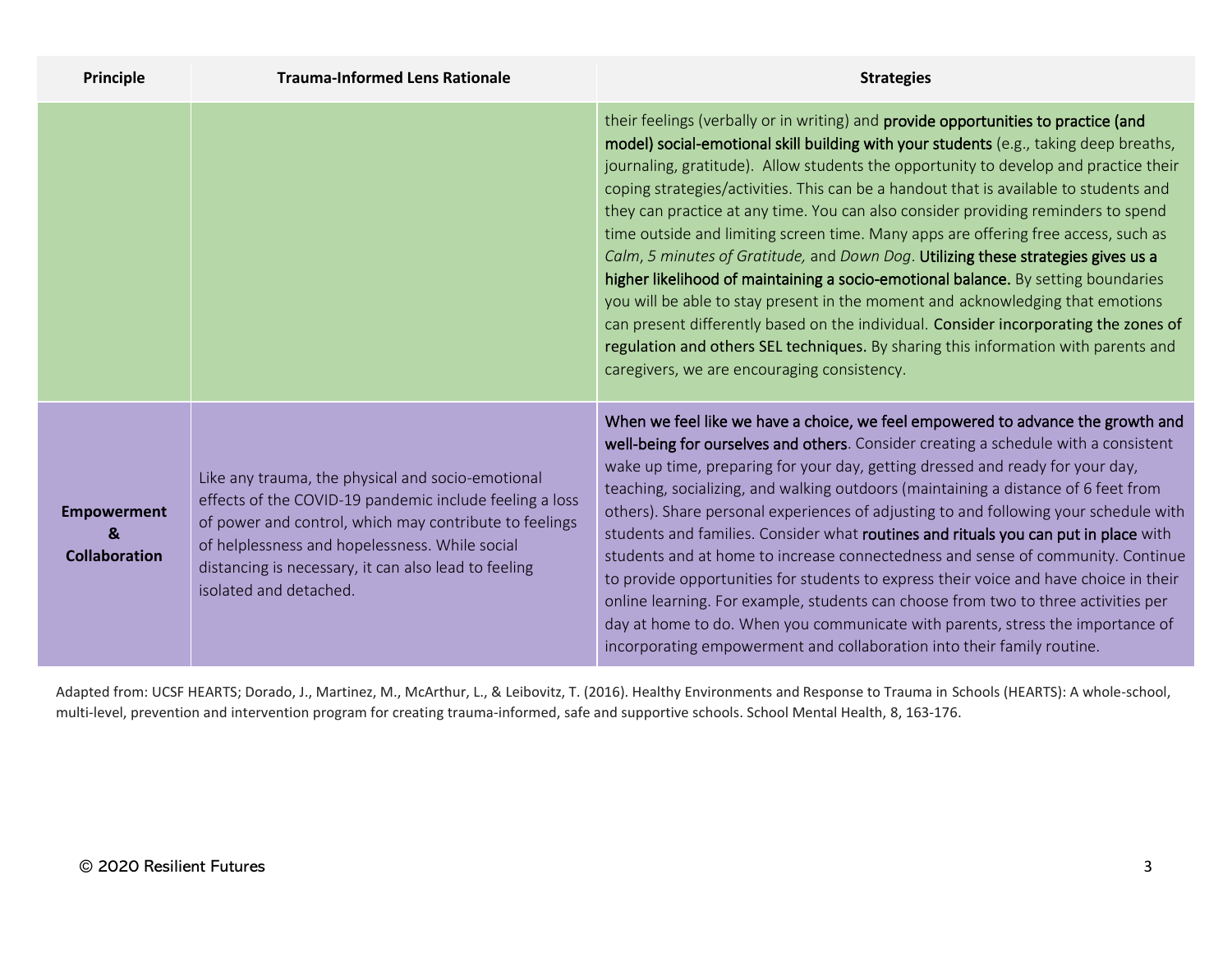| Principle | Trauma-Informed Lens Rationale | Strategies |
|---|---|---|
| | | their feelings (verbally or in writing) and **provide opportunities to practice (and model) social-emotional skill building with your students** (e.g., taking deep breaths, journaling, gratitude). Allow students the opportunity to develop and practice their coping strategies/activities. This can be a handout that is available to students and they can practice at any time. You can also consider providing reminders to spend time outside and limiting screen time. Many apps are offering free access, such as *Calm*, *5 minutes of Gratitude,* and *Down Dog*. **Utilizing these strategies gives us a higher likelihood of maintaining a socio-emotional balance.** By setting boundaries you will be able to stay present in the moment and acknowledging that emotions can present differently based on the individual. **Consider incorporating the zones of regulation and others SEL techniques.** By sharing this information with parents and caregivers, we are encouraging consistency. |
| **Empowerment & Collaboration** | Like any trauma, the physical and socio-emotional effects of the COVID-19 pandemic include feeling a loss of power and control, which may contribute to feelings of helplessness and hopelessness. While social distancing is necessary, it can also lead to feeling isolated and detached. | **When we feel like we have a choice, we feel empowered to advance the growth and well-being for ourselves and others**. Consider creating a schedule with a consistent wake up time, preparing for your day, getting dressed and ready for your day, teaching, socializing, and walking outdoors (maintaining a distance of 6 feet from others). Share personal experiences of adjusting to and following your schedule with students and families. Consider what **routines and rituals you can put in place** with students and at home to increase connectedness and sense of community. Continue to provide opportunities for students to express their voice and have choice in their online learning. For example, students can choose from two to three activities per day at home to do. When you communicate with parents, stress the importance of incorporating empowerment and collaboration into their family routine. |

Adapted from: UCSF HEARTS; Dorado, J., Martinez, M., McArthur, L., & Leibovitz, T. (2016). Healthy Environments and Response to Trauma in Schools (HEARTS): A whole-school, multi-level, prevention and intervention program for creating trauma-informed, safe and supportive schools. School Mental Health, 8, 163-176.

© 2020 Resilient Futures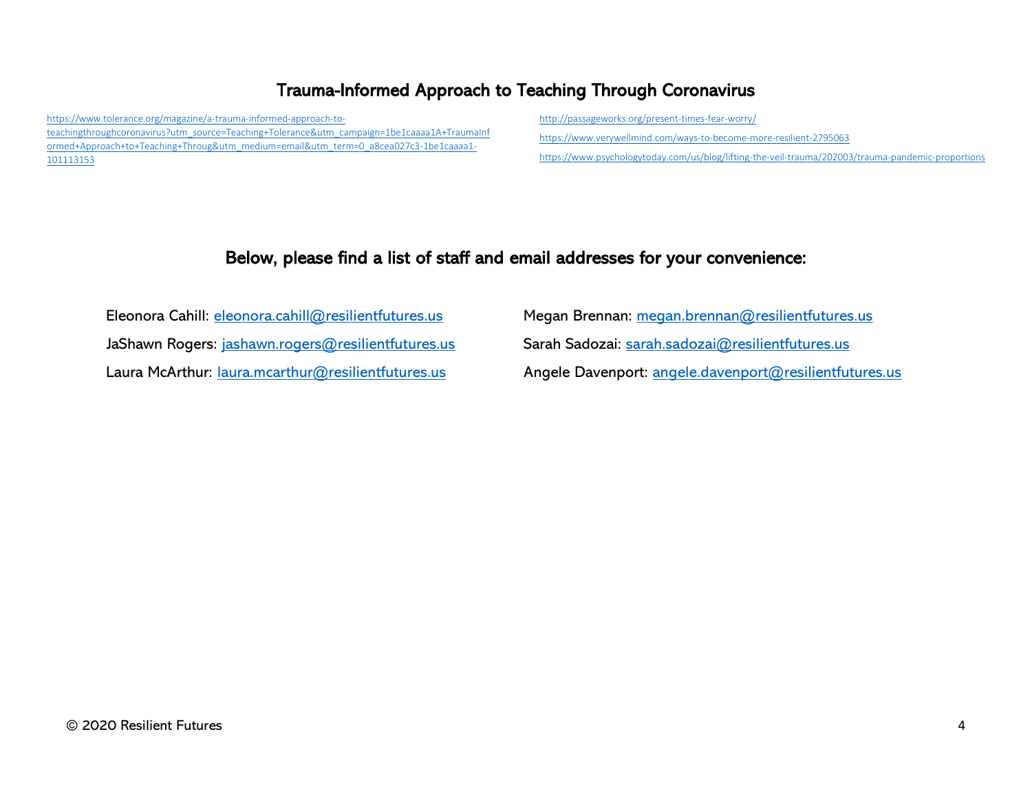## Trauma-Informed Approach to Teaching Through Coronavirus

https://www.tolerance.org/magazine/a-trauma-informed-approach-to-teachingthroughcoronavirus?utm_source=Teaching+Tolerance&utm_campaign=1be1caaaa1A+TraumaInformed+Approach+to+Teaching+Throug&utm_medium=email&utm_term=0_a8cea027c3-1be1caaaa1-101113153

http://passageworks.org/present-times-fear-worry/

https://www.verywellmind.com/ways-to-become-more-resilient-2795063

https://www.psychologytoday.com/us/blog/lifting-the-veil-trauma/202003/trauma-pandemic-proportions

## Below, please find a list of staff and email addresses for your convenience:

Eleonora Cahill: eleonora.cahill@resilientfutures.us

JaShawn Rogers: jashawn.rogers@resilientfutures.us

Laura McArthur: laura.mcarthur@resilientfutures.us

Megan Brennan: megan.brennan@resilientfutures.us

Sarah Sadozai: sarah.sadozai@resilientfutures.us

Angele Davenport: angele.davenport@resilientfutures.us

© 2020 Resilient Futures